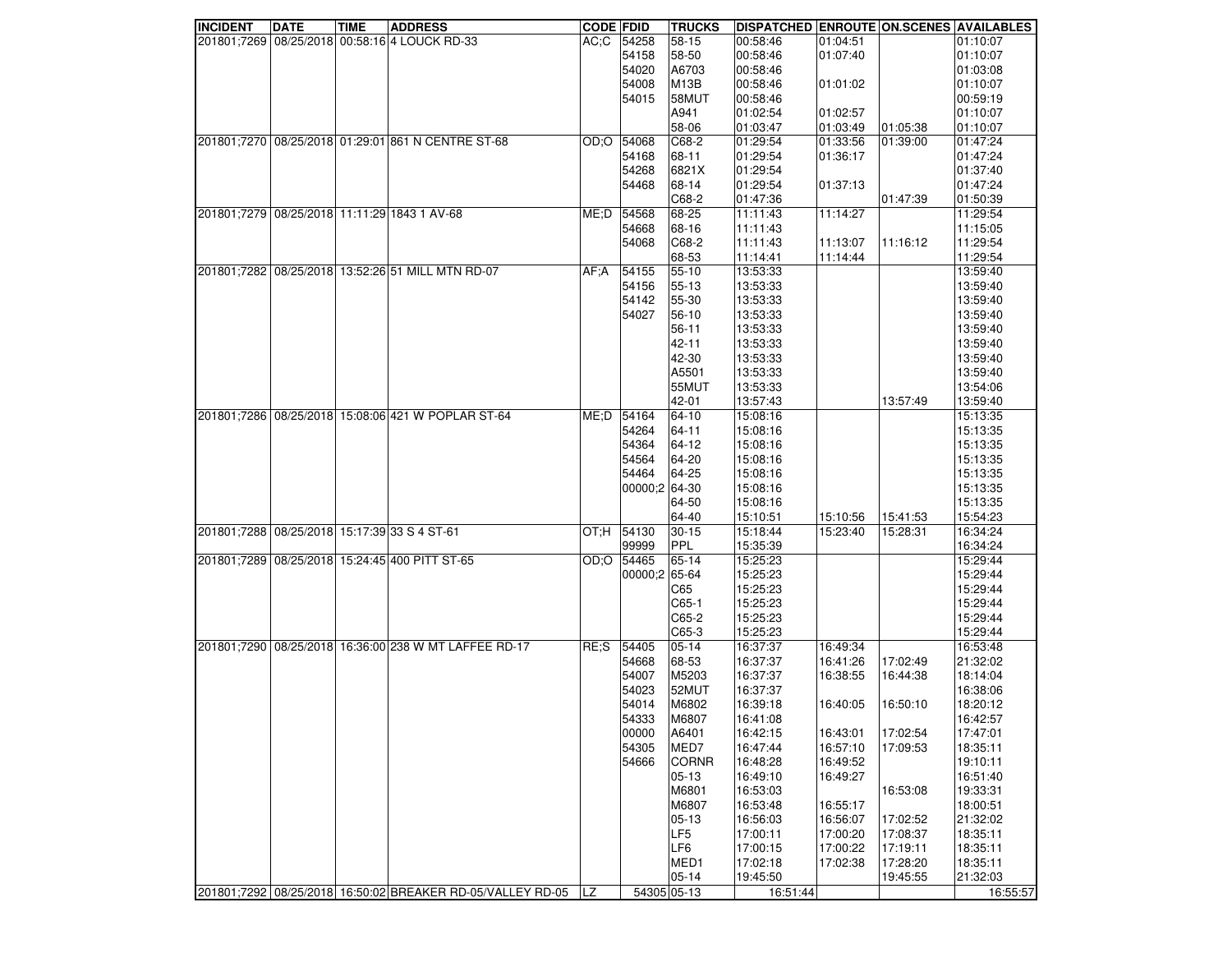| INCIDENT | DATE | TIME | ADDRESS | CODE | FDID | TRUCKS | DISPATCHED | ENROUTE | ON.SCENES | AVAILABLES |
|---|---|---|---|---|---|---|---|---|---|---|
| 201801;7269 | 08/25/2018 | 00:58:16 | 4 LOUCK RD-33 | AC;C | 54258 | 58-15 | 00:58:46 | 01:04:51 | | 01:10:07 |
| | | | | | 54158 | 58-50 | 00:58:46 | 01:07:40 | | 01:10:07 |
| | | | | | 54020 | A6703 | 00:58:46 | | | 01:03:08 |
| | | | | | 54008 | M13B | 00:58:46 | 01:01:02 | | 01:10:07 |
| | | | | | 54015 | 58MUT | 00:58:46 | | | 00:59:19 |
| | | | | | | A941 | 01:02:54 | 01:02:57 | | 01:10:07 |
| | | | | | | 58-06 | 01:03:47 | 01:03:49 | 01:05:38 | 01:10:07 |
| 201801;7270 | 08/25/2018 | 01:29:01 | 861 N CENTRE ST-68 | OD;O | 54068 | C68-2 | 01:29:54 | 01:33:56 | 01:39:00 | 01:47:24 |
| | | | | | 54168 | 68-11 | 01:29:54 | 01:36:17 | | 01:47:24 |
| | | | | | 54268 | 6821X | 01:29:54 | | | 01:37:40 |
| | | | | | 54468 | 68-14 | 01:29:54 | 01:37:13 | | 01:47:24 |
| | | | | | | C68-2 | 01:47:36 | | 01:47:39 | 01:50:39 |
| 201801;7279 | 08/25/2018 | 11:11:29 | 1843 1 AV-68 | ME;D | 54568 | 68-25 | 11:11:43 | 11:14:27 | | 11:29:54 |
| | | | | | 54668 | 68-16 | 11:11:43 | | | 11:15:05 |
| | | | | | 54068 | C68-2 | 11:11:43 | 11:13:07 | 11:16:12 | 11:29:54 |
| | | | | | | 68-53 | 11:14:41 | 11:14:44 | | 11:29:54 |
| 201801;7282 | 08/25/2018 | 13:52:26 | 51 MILL MTN RD-07 | AF;A | 54155 | 55-10 | 13:53:33 | | | 13:59:40 |
| | | | | | 54156 | 55-13 | 13:53:33 | | | 13:59:40 |
| | | | | | 54142 | 55-30 | 13:53:33 | | | 13:59:40 |
| | | | | | 54027 | 56-10 | 13:53:33 | | | 13:59:40 |
| | | | | | | 56-11 | 13:53:33 | | | 13:59:40 |
| | | | | | | 42-11 | 13:53:33 | | | 13:59:40 |
| | | | | | | 42-30 | 13:53:33 | | | 13:59:40 |
| | | | | | | A5501 | 13:53:33 | | | 13:59:40 |
| | | | | | | 55MUT | 13:53:33 | | | 13:54:06 |
| | | | | | | 42-01 | 13:57:43 | | 13:57:49 | 13:59:40 |
| 201801;7286 | 08/25/2018 | 15:08:06 | 421 W POPLAR ST-64 | ME;D | 54164 | 64-10 | 15:08:16 | | | 15:13:35 |
| | | | | | 54264 | 64-11 | 15:08:16 | | | 15:13:35 |
| | | | | | 54364 | 64-12 | 15:08:16 | | | 15:13:35 |
| | | | | | 54564 | 64-20 | 15:08:16 | | | 15:13:35 |
| | | | | | 54464 | 64-25 | 15:08:16 | | | 15:13:35 |
| | | | | | 00000;2 | 64-30 | 15:08:16 | | | 15:13:35 |
| | | | | | | 64-50 | 15:08:16 | | | 15:13:35 |
| | | | | | | 64-40 | 15:10:51 | 15:10:56 | 15:41:53 | 15:54:23 |
| 201801;7288 | 08/25/2018 | 15:17:39 | 33 S 4 ST-61 | OT;H | 54130 | 30-15 | 15:18:44 | 15:23:40 | 15:28:31 | 16:34:24 |
| | | | | | 99999 | PPL | 15:35:39 | | | 16:34:24 |
| 201801;7289 | 08/25/2018 | 15:24:45 | 400 PITT ST-65 | OD;O | 54465 | 65-14 | 15:25:23 | | | 15:29:44 |
| | | | | | 00000;2 | 65-64 | 15:25:23 | | | 15:29:44 |
| | | | | | | C65 | 15:25:23 | | | 15:29:44 |
| | | | | | | C65-1 | 15:25:23 | | | 15:29:44 |
| | | | | | | C65-2 | 15:25:23 | | | 15:29:44 |
| | | | | | | C65-3 | 15:25:23 | | | 15:29:44 |
| 201801;7290 | 08/25/2018 | 16:36:00 | 238 W MT LAFFEE RD-17 | RE;S | 54405 | 05-14 | 16:37:37 | 16:49:34 | | 16:53:48 |
| | | | | | 54668 | 68-53 | 16:37:37 | 16:41:26 | 17:02:49 | 21:32:02 |
| | | | | | 54007 | M5203 | 16:37:37 | 16:38:55 | 16:44:38 | 18:14:04 |
| | | | | | 54023 | 52MUT | 16:37:37 | | | 16:38:06 |
| | | | | | 54014 | M6802 | 16:39:18 | 16:40:05 | 16:50:10 | 18:20:12 |
| | | | | | 54333 | M6807 | 16:41:08 | | | 16:42:57 |
| | | | | | 00000 | A6401 | 16:42:15 | 16:43:01 | 17:02:54 | 17:47:01 |
| | | | | | 54305 | MED7 | 16:47:44 | 16:57:10 | 17:09:53 | 18:35:11 |
| | | | | | 54666 | CORNR | 16:48:28 | 16:49:52 | | 19:10:11 |
| | | | | | | 05-13 | 16:49:10 | 16:49:27 | | 16:51:40 |
| | | | | | | M6801 | 16:53:03 | | 16:53:08 | 19:33:31 |
| | | | | | | M6807 | 16:53:48 | 16:55:17 | | 18:00:51 |
| | | | | | | 05-13 | 16:56:03 | 16:56:07 | 17:02:52 | 21:32:02 |
| | | | | | | LF5 | 17:00:11 | 17:00:20 | 17:08:37 | 18:35:11 |
| | | | | | | LF6 | 17:00:15 | 17:00:22 | 17:19:11 | 18:35:11 |
| | | | | | | MED1 | 17:02:18 | 17:02:38 | 17:28:20 | 18:35:11 |
| | | | | | | 05-14 | 19:45:50 | | 19:45:55 | 21:32:03 |
| 201801;7292 | 08/25/2018 | 16:50:02 | BREAKER RD-05/VALLEY RD-05 | LZ | 54305 | 05-13 | 16:51:44 | | | 16:55:57 |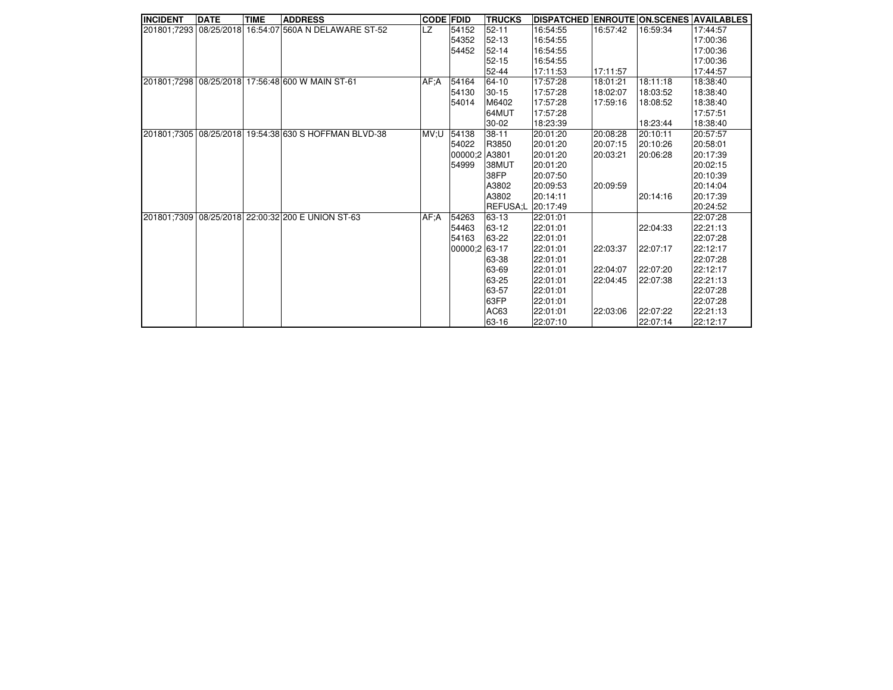| INCIDENT | DATE | TIME | ADDRESS | CODE | FDID | TRUCKS | DISPATCHED | ENROUTE | ON.SCENES | AVAILABLES |
|---|---|---|---|---|---|---|---|---|---|---|
| 201801;7293 | 08/25/2018 | 16:54:07 | 560A N DELAWARE ST-52 | LZ | 54152 | 52-11 | 16:54:55 | 16:57:42 | 16:59:34 | 17:44:57 |
| | | | | | 54352 | 52-13 | 16:54:55 | | | 17:00:36 |
| | | | | | 54452 | 52-14 | 16:54:55 | | | 17:00:36 |
| | | | | | | 52-15 | 16:54:55 | | | 17:00:36 |
| | | | | | | 52-44 | 17:11:53 | 17:11:57 | | 17:44:57 |
| 201801;7298 | 08/25/2018 | 17:56:48 | 600 W MAIN ST-61 | AF;A | 54164 | 64-10 | 17:57:28 | 18:01:21 | 18:11:18 | 18:38:40 |
| | | | | | 54130 | 30-15 | 17:57:28 | 18:02:07 | 18:03:52 | 18:38:40 |
| | | | | | 54014 | M6402 | 17:57:28 | 17:59:16 | 18:08:52 | 18:38:40 |
| | | | | | | 64MUT | 17:57:28 | | | 17:57:51 |
| | | | | | | 30-02 | 18:23:39 | | 18:23:44 | 18:38:40 |
| 201801;7305 | 08/25/2018 | 19:54:38 | 630 S HOFFMAN BLVD-38 | MV;U | 54138 | 38-11 | 20:01:20 | 20:08:28 | 20:10:11 | 20:57:57 |
| | | | | | 54022 | R3850 | 20:01:20 | 20:07:15 | 20:10:26 | 20:58:01 |
| | | | | | 00000;2 | A3801 | 20:01:20 | 20:03:21 | 20:06:28 | 20:17:39 |
| | | | | | 54999 | 38MUT | 20:01:20 | | | 20:02:15 |
| | | | | | | 38FP | 20:07:50 | | | 20:10:39 |
| | | | | | | A3802 | 20:09:53 | 20:09:59 | | 20:14:04 |
| | | | | | | A3802 | 20:14:11 | | 20:14:16 | 20:17:39 |
| | | | | | | REFUSA;L | 20:17:49 | | | 20:24:52 |
| 201801;7309 | 08/25/2018 | 22:00:32 | 200 E UNION ST-63 | AF;A | 54263 | 63-13 | 22:01:01 | | | 22:07:28 |
| | | | | | 54463 | 63-12 | 22:01:01 | | 22:04:33 | 22:21:13 |
| | | | | | 54163 | 63-22 | 22:01:01 | | | 22:07:28 |
| | | | | | 00000;2 | 63-17 | 22:01:01 | 22:03:37 | 22:07:17 | 22:12:17 |
| | | | | | | 63-38 | 22:01:01 | | | 22:07:28 |
| | | | | | | 63-69 | 22:01:01 | 22:04:07 | 22:07:20 | 22:12:17 |
| | | | | | | 63-25 | 22:01:01 | 22:04:45 | 22:07:38 | 22:21:13 |
| | | | | | | 63-57 | 22:01:01 | | | 22:07:28 |
| | | | | | | 63FP | 22:01:01 | | | 22:07:28 |
| | | | | | | AC63 | 22:01:01 | 22:03:06 | 22:07:22 | 22:21:13 |
| | | | | | | 63-16 | 22:07:10 | | 22:07:14 | 22:12:17 |